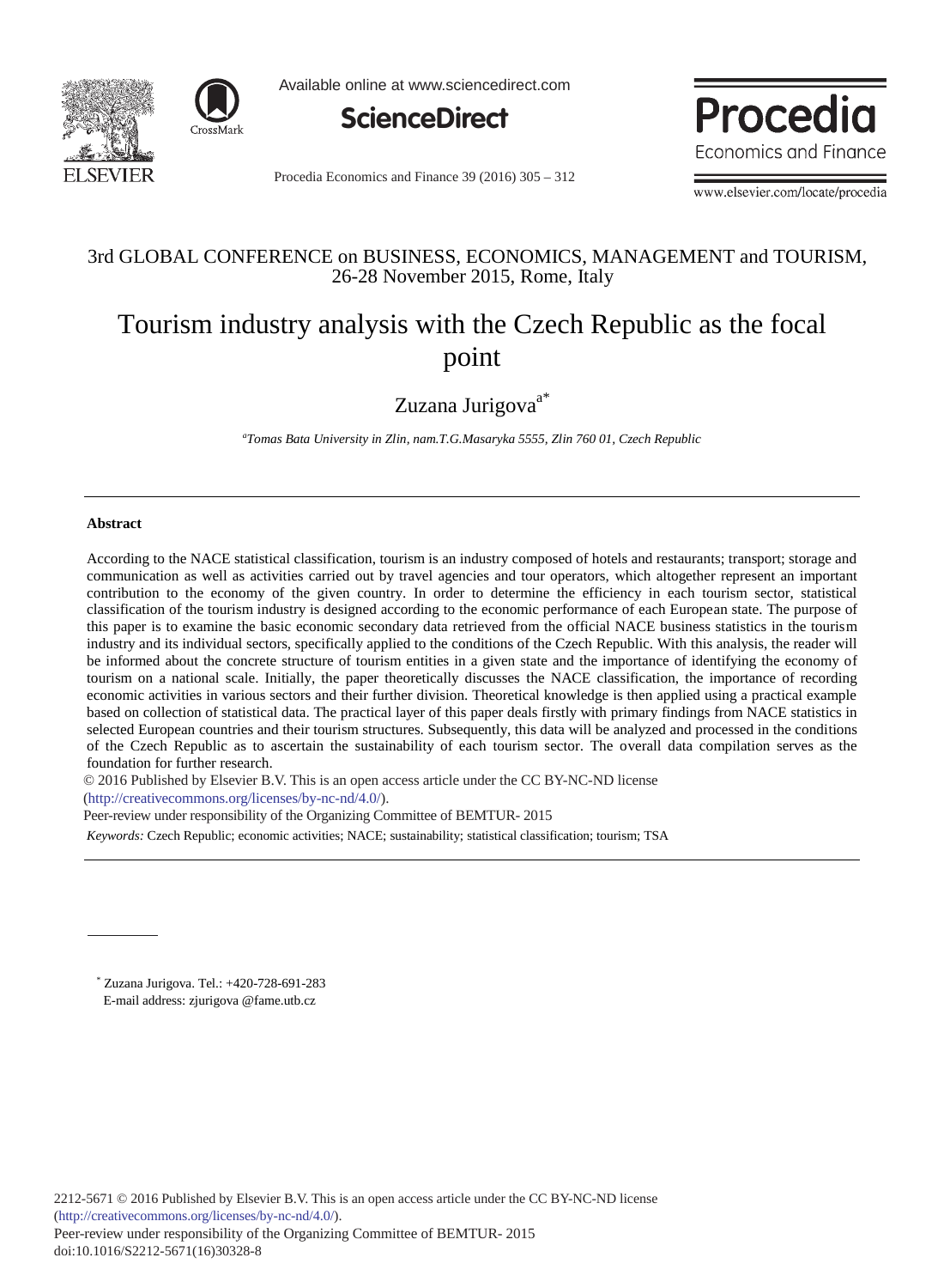3rd GLOBAL CONFERENCE on BUSINESS, ECONOMICS, MANAGEMENT and TOURISM, 26-28 November 2015, Rome, Italy

# Tourism industry analysis with the Czech Republic as the focal point

Zuzana Jurigova[a*]

[a]*Tomas Bata University in Zlin, nam.T.G.Masaryka 5555, Zlin 760 01, Czech Republic*

---

**Abstract**

According to the NACE statistical classification, tourism is an industry composed of hotels and restaurants; transport; storage and communication as well as activities carried out by travel agencies and tour operators, which altogether represent an important contribution to the economy of the given country. In order to determine the efficiency in each tourism sector, statistical classification of the tourism industry is designed according to the economic performance of each European state. The purpose of this paper is to examine the basic economic secondary data retrieved from the official NACE business statistics in the tourism industry and its individual sectors, specifically applied to the conditions of the Czech Republic. With this analysis, the reader will be informed about the concrete structure of tourism entities in a given state and the importance of identifying the economy of tourism on a national scale. Initially, the paper theoretically discusses the NACE classification, the importance of recording economic activities in various sectors and their further division. Theoretical knowledge is then applied using a practical example based on collection of statistical data. The practical layer of this paper deals firstly with primary findings from NACE statistics in selected European countries and their tourism structures. Subsequently, this data will be analyzed and processed in the conditions of the Czech Republic as to ascertain the sustainability of each tourism sector. The overall data compilation serves as the foundation for further research.

© 2016 Published by Elsevier B.V. This is an open access article under the CC BY-NC-ND license (http://creativecommons.org/licenses/by-nc-nd/4.0/).

Peer-review under responsibility of the Organizing Committee of BEMTUR- 2015

*Keywords:* Czech Republic; economic activities; NACE; sustainability; statistical classification; tourism; TSA

---

\* Zuzana Jurigova. Tel.: +420-728-691-283
E-mail address: zjurigova @fame.utb.cz

2212-5671 © 2016 Published by Elsevier B.V. This is an open access article under the CC BY-NC-ND license (http://creativecommons.org/licenses/by-nc-nd/4.0/).
Peer-review under responsibility of the Organizing Committee of BEMTUR- 2015
doi:10.1016/S2212-5671(16)30328-8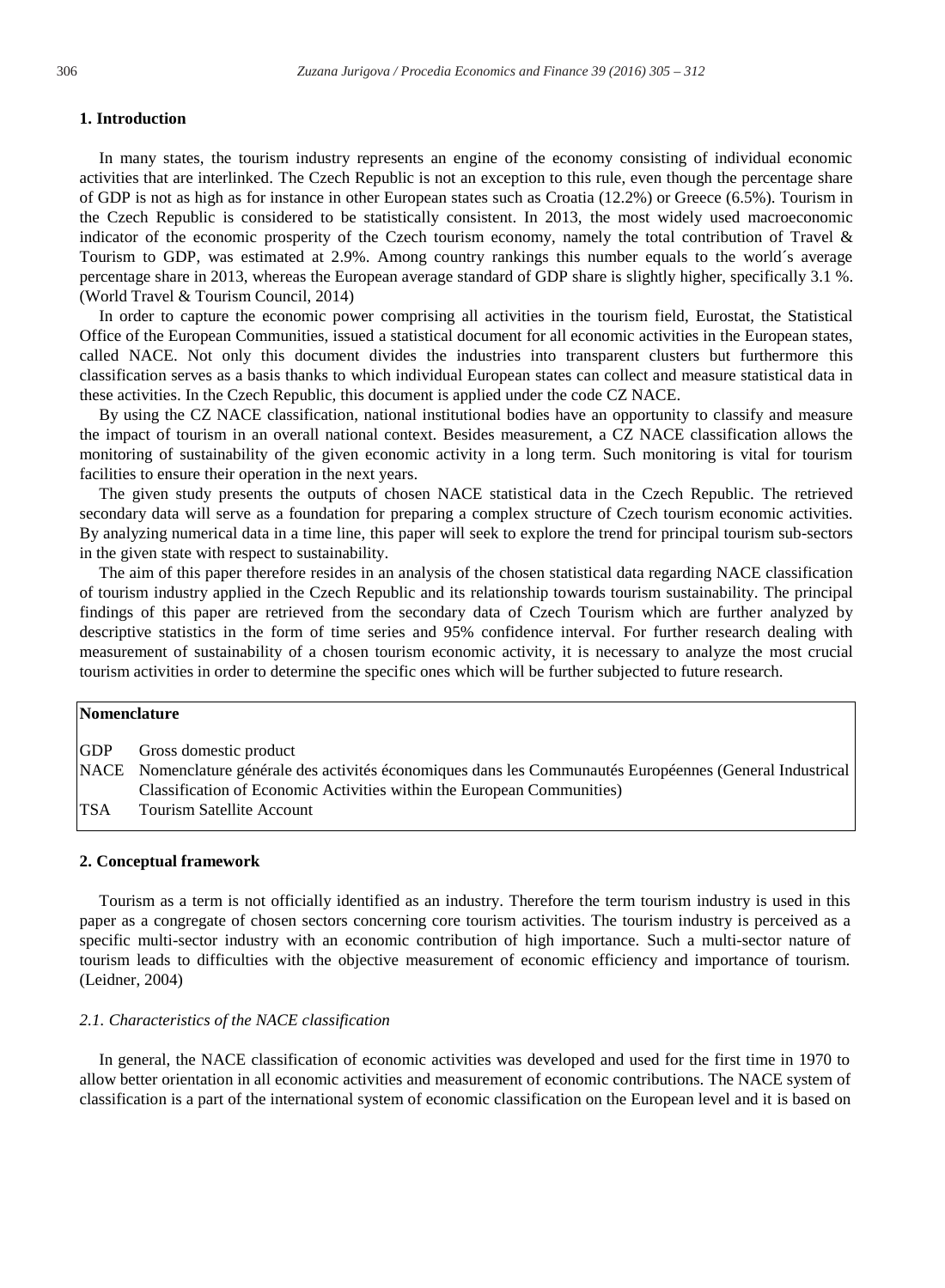## 1. Introduction

In many states, the tourism industry represents an engine of the economy consisting of individual economic activities that are interlinked. The Czech Republic is not an exception to this rule, even though the percentage share of GDP is not as high as for instance in other European states such as Croatia (12.2%) or Greece (6.5%). Tourism in the Czech Republic is considered to be statistically consistent. In 2013, the most widely used macroeconomic indicator of the economic prosperity of the Czech tourism economy, namely the total contribution of Travel & Tourism to GDP, was estimated at 2.9%. Among country rankings this number equals to the world´s average percentage share in 2013, whereas the European average standard of GDP share is slightly higher, specifically 3.1 %. (World Travel & Tourism Council, 2014)

In order to capture the economic power comprising all activities in the tourism field, Eurostat, the Statistical Office of the European Communities, issued a statistical document for all economic activities in the European states, called NACE. Not only this document divides the industries into transparent clusters but furthermore this classification serves as a basis thanks to which individual European states can collect and measure statistical data in these activities. In the Czech Republic, this document is applied under the code CZ NACE.

By using the CZ NACE classification, national institutional bodies have an opportunity to classify and measure the impact of tourism in an overall national context. Besides measurement, a CZ NACE classification allows the monitoring of sustainability of the given economic activity in a long term. Such monitoring is vital for tourism facilities to ensure their operation in the next years.

The given study presents the outputs of chosen NACE statistical data in the Czech Republic. The retrieved secondary data will serve as a foundation for preparing a complex structure of Czech tourism economic activities. By analyzing numerical data in a time line, this paper will seek to explore the trend for principal tourism sub-sectors in the given state with respect to sustainability.

The aim of this paper therefore resides in an analysis of the chosen statistical data regarding NACE classification of tourism industry applied in the Czech Republic and its relationship towards tourism sustainability. The principal findings of this paper are retrieved from the secondary data of Czech Tourism which are further analyzed by descriptive statistics in the form of time series and 95% confidence interval. For further research dealing with measurement of sustainability of a chosen tourism economic activity, it is necessary to analyze the most crucial tourism activities in order to determine the specific ones which will be further subjected to future research.

**Nomenclature**

| | |
|---|---|
| GDP | Gross domestic product |
| NACE | Nomenclature générale des activités économiques dans les Communautés Européennes (General Industrical Classification of Economic Activities within the European Communities) |
| TSA | Tourism Satellite Account |

## 2. Conceptual framework

Tourism as a term is not officially identified as an industry. Therefore the term tourism industry is used in this paper as a congregate of chosen sectors concerning core tourism activities. The tourism industry is perceived as a specific multi-sector industry with an economic contribution of high importance. Such a multi-sector nature of tourism leads to difficulties with the objective measurement of economic efficiency and importance of tourism. (Leidner, 2004)

### *2.1. Characteristics of the NACE classification*

In general, the NACE classification of economic activities was developed and used for the first time in 1970 to allow better orientation in all economic activities and measurement of economic contributions. The NACE system of classification is a part of the international system of economic classification on the European level and it is based on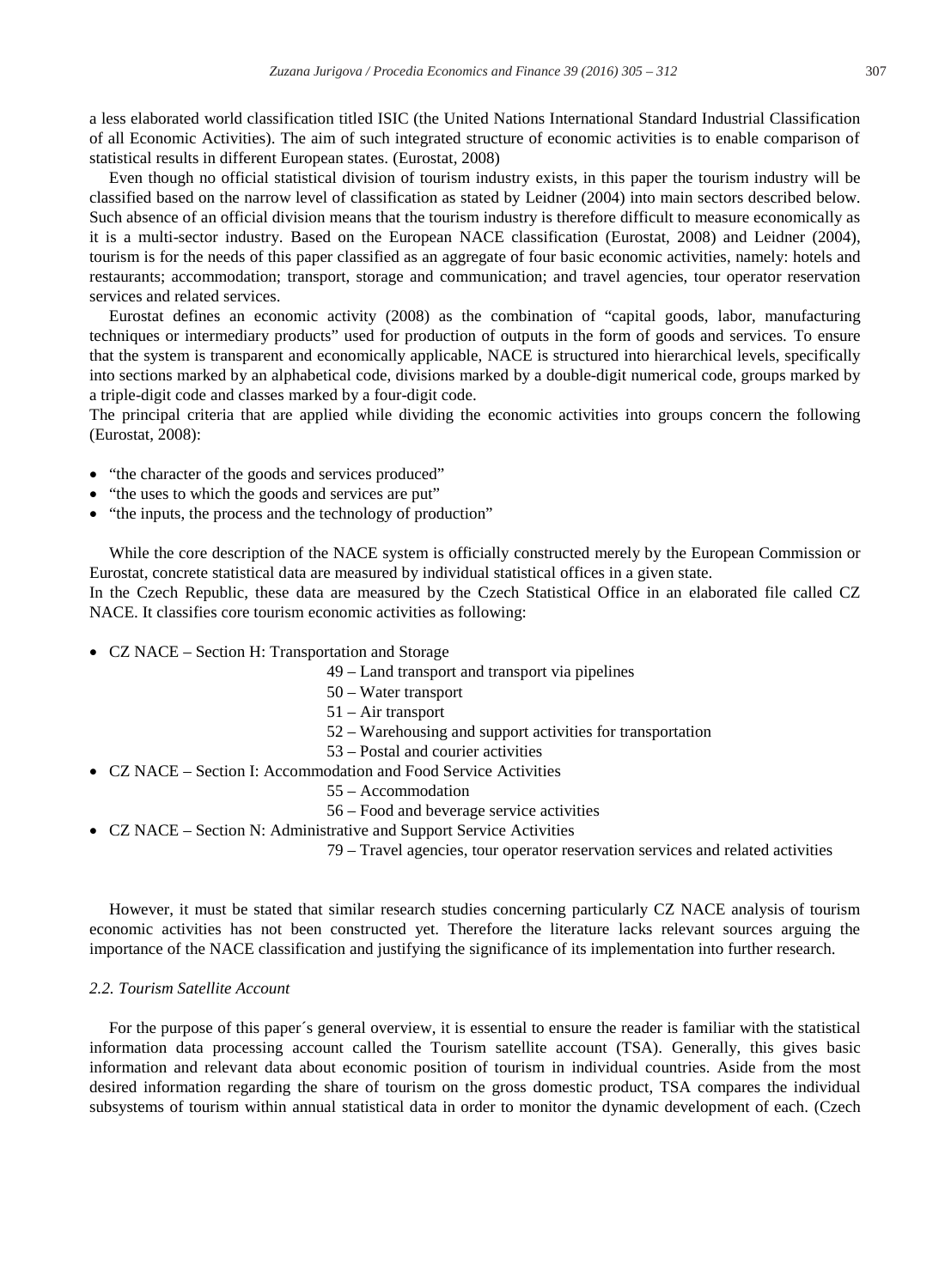a less elaborated world classification titled ISIC (the United Nations International Standard Industrial Classification of all Economic Activities). The aim of such integrated structure of economic activities is to enable comparison of statistical results in different European states. (Eurostat, 2008)

Even though no official statistical division of tourism industry exists, in this paper the tourism industry will be classified based on the narrow level of classification as stated by Leidner (2004) into main sectors described below. Such absence of an official division means that the tourism industry is therefore difficult to measure economically as it is a multi-sector industry. Based on the European NACE classification (Eurostat, 2008) and Leidner (2004), tourism is for the needs of this paper classified as an aggregate of four basic economic activities, namely: hotels and restaurants; accommodation; transport, storage and communication; and travel agencies, tour operator reservation services and related services.

Eurostat defines an economic activity (2008) as the combination of "capital goods, labor, manufacturing techniques or intermediary products" used for production of outputs in the form of goods and services. To ensure that the system is transparent and economically applicable, NACE is structured into hierarchical levels, specifically into sections marked by an alphabetical code, divisions marked by a double-digit numerical code, groups marked by a triple-digit code and classes marked by a four-digit code.

The principal criteria that are applied while dividing the economic activities into groups concern the following (Eurostat, 2008):

- "the character of the goods and services produced"
- "the uses to which the goods and services are put"
- "the inputs, the process and the technology of production"

While the core description of the NACE system is officially constructed merely by the European Commission or Eurostat, concrete statistical data are measured by individual statistical offices in a given state.

In the Czech Republic, these data are measured by the Czech Statistical Office in an elaborated file called CZ NACE. It classifies core tourism economic activities as following:

- CZ NACE – Section H: Transportation and Storage
  - 49 – Land transport and transport via pipelines
  - 50 – Water transport
  - 51 – Air transport
  - 52 – Warehousing and support activities for transportation
  - 53 – Postal and courier activities
- CZ NACE – Section I: Accommodation and Food Service Activities
  - 55 – Accommodation
  - 56 – Food and beverage service activities
- CZ NACE – Section N: Administrative and Support Service Activities
  - 79 – Travel agencies, tour operator reservation services and related activities

However, it must be stated that similar research studies concerning particularly CZ NACE analysis of tourism economic activities has not been constructed yet. Therefore the literature lacks relevant sources arguing the importance of the NACE classification and justifying the significance of its implementation into further research.

### *2.2. Tourism Satellite Account*

For the purpose of this paper´s general overview, it is essential to ensure the reader is familiar with the statistical information data processing account called the Tourism satellite account (TSA). Generally, this gives basic information and relevant data about economic position of tourism in individual countries. Aside from the most desired information regarding the share of tourism on the gross domestic product, TSA compares the individual subsystems of tourism within annual statistical data in order to monitor the dynamic development of each. (Czech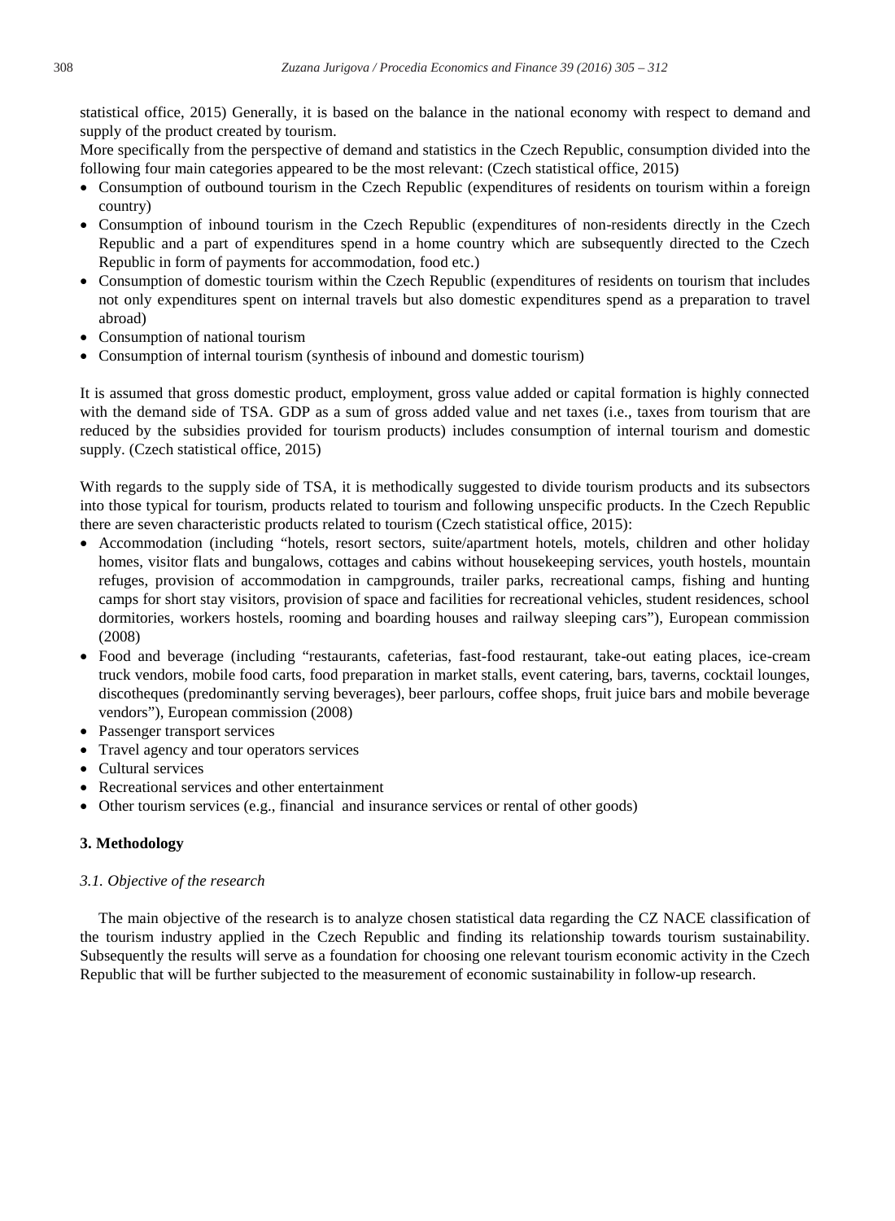statistical office, 2015) Generally, it is based on the balance in the national economy with respect to demand and supply of the product created by tourism.

More specifically from the perspective of demand and statistics in the Czech Republic, consumption divided into the following four main categories appeared to be the most relevant: (Czech statistical office, 2015)

- Consumption of outbound tourism in the Czech Republic (expenditures of residents on tourism within a foreign country)
- Consumption of inbound tourism in the Czech Republic (expenditures of non-residents directly in the Czech Republic and a part of expenditures spend in a home country which are subsequently directed to the Czech Republic in form of payments for accommodation, food etc.)
- Consumption of domestic tourism within the Czech Republic (expenditures of residents on tourism that includes not only expenditures spent on internal travels but also domestic expenditures spend as a preparation to travel abroad)
- Consumption of national tourism
- Consumption of internal tourism (synthesis of inbound and domestic tourism)

It is assumed that gross domestic product, employment, gross value added or capital formation is highly connected with the demand side of TSA. GDP as a sum of gross added value and net taxes (i.e., taxes from tourism that are reduced by the subsidies provided for tourism products) includes consumption of internal tourism and domestic supply. (Czech statistical office, 2015)

With regards to the supply side of TSA, it is methodically suggested to divide tourism products and its subsectors into those typical for tourism, products related to tourism and following unspecific products. In the Czech Republic there are seven characteristic products related to tourism (Czech statistical office, 2015):

- Accommodation (including "hotels, resort sectors, suite/apartment hotels, motels, children and other holiday homes, visitor flats and bungalows, cottages and cabins without housekeeping services, youth hostels, mountain refuges, provision of accommodation in campgrounds, trailer parks, recreational camps, fishing and hunting camps for short stay visitors, provision of space and facilities for recreational vehicles, student residences, school dormitories, workers hostels, rooming and boarding houses and railway sleeping cars"), European commission (2008)
- Food and beverage (including "restaurants, cafeterias, fast-food restaurant, take-out eating places, ice-cream truck vendors, mobile food carts, food preparation in market stalls, event catering, bars, taverns, cocktail lounges, discotheques (predominantly serving beverages), beer parlours, coffee shops, fruit juice bars and mobile beverage vendors"), European commission (2008)
- Passenger transport services
- Travel agency and tour operators services
- Cultural services
- Recreational services and other entertainment
- Other tourism services (e.g., financial and insurance services or rental of other goods)

## 3. Methodology

### *3.1. Objective of the research*

The main objective of the research is to analyze chosen statistical data regarding the CZ NACE classification of the tourism industry applied in the Czech Republic and finding its relationship towards tourism sustainability. Subsequently the results will serve as a foundation for choosing one relevant tourism economic activity in the Czech Republic that will be further subjected to the measurement of economic sustainability in follow-up research.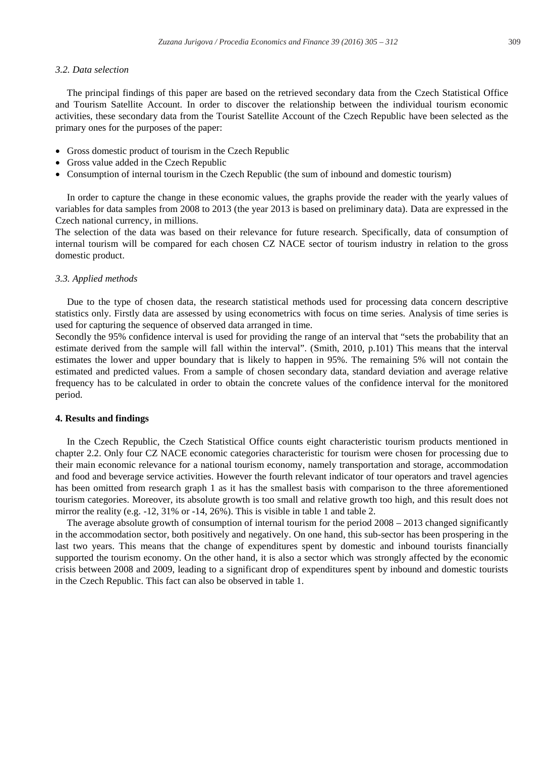### 3.2. Data selection

The principal findings of this paper are based on the retrieved secondary data from the Czech Statistical Office and Tourism Satellite Account. In order to discover the relationship between the individual tourism economic activities, these secondary data from the Tourist Satellite Account of the Czech Republic have been selected as the primary ones for the purposes of the paper:

- Gross domestic product of tourism in the Czech Republic
- Gross value added in the Czech Republic
- Consumption of internal tourism in the Czech Republic (the sum of inbound and domestic tourism)

In order to capture the change in these economic values, the graphs provide the reader with the yearly values of variables for data samples from 2008 to 2013 (the year 2013 is based on preliminary data). Data are expressed in the Czech national currency, in millions.

The selection of the data was based on their relevance for future research. Specifically, data of consumption of internal tourism will be compared for each chosen CZ NACE sector of tourism industry in relation to the gross domestic product.

### 3.3. Applied methods

Due to the type of chosen data, the research statistical methods used for processing data concern descriptive statistics only. Firstly data are assessed by using econometrics with focus on time series. Analysis of time series is used for capturing the sequence of observed data arranged in time.

Secondly the 95% confidence interval is used for providing the range of an interval that "sets the probability that an estimate derived from the sample will fall within the interval". (Smith, 2010, p.101) This means that the interval estimates the lower and upper boundary that is likely to happen in 95%. The remaining 5% will not contain the estimated and predicted values. From a sample of chosen secondary data, standard deviation and average relative frequency has to be calculated in order to obtain the concrete values of the confidence interval for the monitored period.

## 4. Results and findings

In the Czech Republic, the Czech Statistical Office counts eight characteristic tourism products mentioned in chapter 2.2. Only four CZ NACE economic categories characteristic for tourism were chosen for processing due to their main economic relevance for a national tourism economy, namely transportation and storage, accommodation and food and beverage service activities. However the fourth relevant indicator of tour operators and travel agencies has been omitted from research graph 1 as it has the smallest basis with comparison to the three aforementioned tourism categories. Moreover, its absolute growth is too small and relative growth too high, and this result does not mirror the reality (e.g. -12, 31% or -14, 26%). This is visible in table 1 and table 2.

The average absolute growth of consumption of internal tourism for the period 2008 – 2013 changed significantly in the accommodation sector, both positively and negatively. On one hand, this sub-sector has been prospering in the last two years. This means that the change of expenditures spent by domestic and inbound tourists financially supported the tourism economy. On the other hand, it is also a sector which was strongly affected by the economic crisis between 2008 and 2009, leading to a significant drop of expenditures spent by inbound and domestic tourists in the Czech Republic. This fact can also be observed in table 1.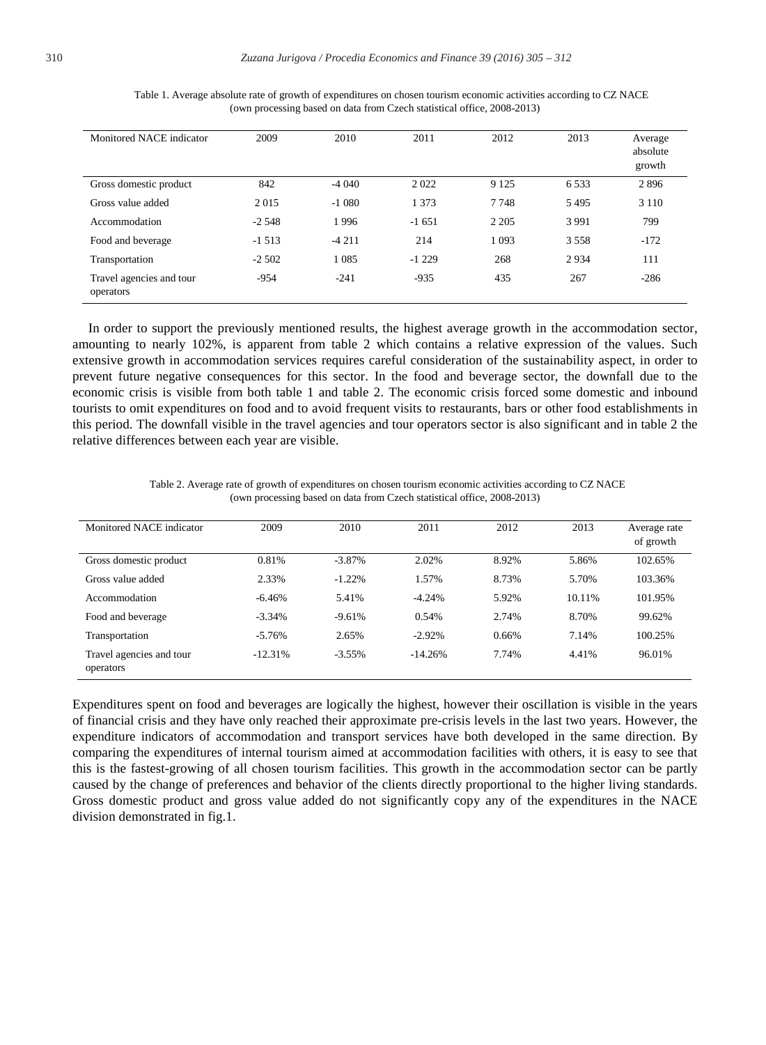Table 1. Average absolute rate of growth of expenditures on chosen tourism economic activities according to CZ NACE (own processing based on data from Czech statistical office, 2008-2013)

| Monitored NACE indicator | 2009 | 2010 | 2011 | 2012 | 2013 | Average absolute growth |
|---|---|---|---|---|---|---|
| Gross domestic product | 842 | -4 040 | 2 022 | 9 125 | 6 533 | 2 896 |
| Gross value added | 2 015 | -1 080 | 1 373 | 7 748 | 5 495 | 3 110 |
| Accommodation | -2 548 | 1 996 | -1 651 | 2 205 | 3 991 | 799 |
| Food and beverage | -1 513 | -4 211 | 214 | 1 093 | 3 558 | -172 |
| Transportation | -2 502 | 1 085 | -1 229 | 268 | 2 934 | 111 |
| Travel agencies and tour operators | -954 | -241 | -935 | 435 | 267 | -286 |

In order to support the previously mentioned results, the highest average growth in the accommodation sector, amounting to nearly 102%, is apparent from table 2 which contains a relative expression of the values. Such extensive growth in accommodation services requires careful consideration of the sustainability aspect, in order to prevent future negative consequences for this sector. In the food and beverage sector, the downfall due to the economic crisis is visible from both table 1 and table 2. The economic crisis forced some domestic and inbound tourists to omit expenditures on food and to avoid frequent visits to restaurants, bars or other food establishments in this period. The downfall visible in the travel agencies and tour operators sector is also significant and in table 2 the relative differences between each year are visible.

Table 2. Average rate of growth of expenditures on chosen tourism economic activities according to CZ NACE (own processing based on data from Czech statistical office, 2008-2013)

| Monitored NACE indicator | 2009 | 2010 | 2011 | 2012 | 2013 | Average rate of growth |
|---|---|---|---|---|---|---|
| Gross domestic product | 0.81% | -3.87% | 2.02% | 8.92% | 5.86% | 102.65% |
| Gross value added | 2.33% | -1.22% | 1.57% | 8.73% | 5.70% | 103.36% |
| Accommodation | -6.46% | 5.41% | -4.24% | 5.92% | 10.11% | 101.95% |
| Food and beverage | -3.34% | -9.61% | 0.54% | 2.74% | 8.70% | 99.62% |
| Transportation | -5.76% | 2.65% | -2.92% | 0.66% | 7.14% | 100.25% |
| Travel agencies and tour operators | -12.31% | -3.55% | -14.26% | 7.74% | 4.41% | 96.01% |

Expenditures spent on food and beverages are logically the highest, however their oscillation is visible in the years of financial crisis and they have only reached their approximate pre-crisis levels in the last two years. However, the expenditure indicators of accommodation and transport services have both developed in the same direction. By comparing the expenditures of internal tourism aimed at accommodation facilities with others, it is easy to see that this is the fastest-growing of all chosen tourism facilities. This growth in the accommodation sector can be partly caused by the change of preferences and behavior of the clients directly proportional to the higher living standards. Gross domestic product and gross value added do not significantly copy any of the expenditures in the NACE division demonstrated in fig.1.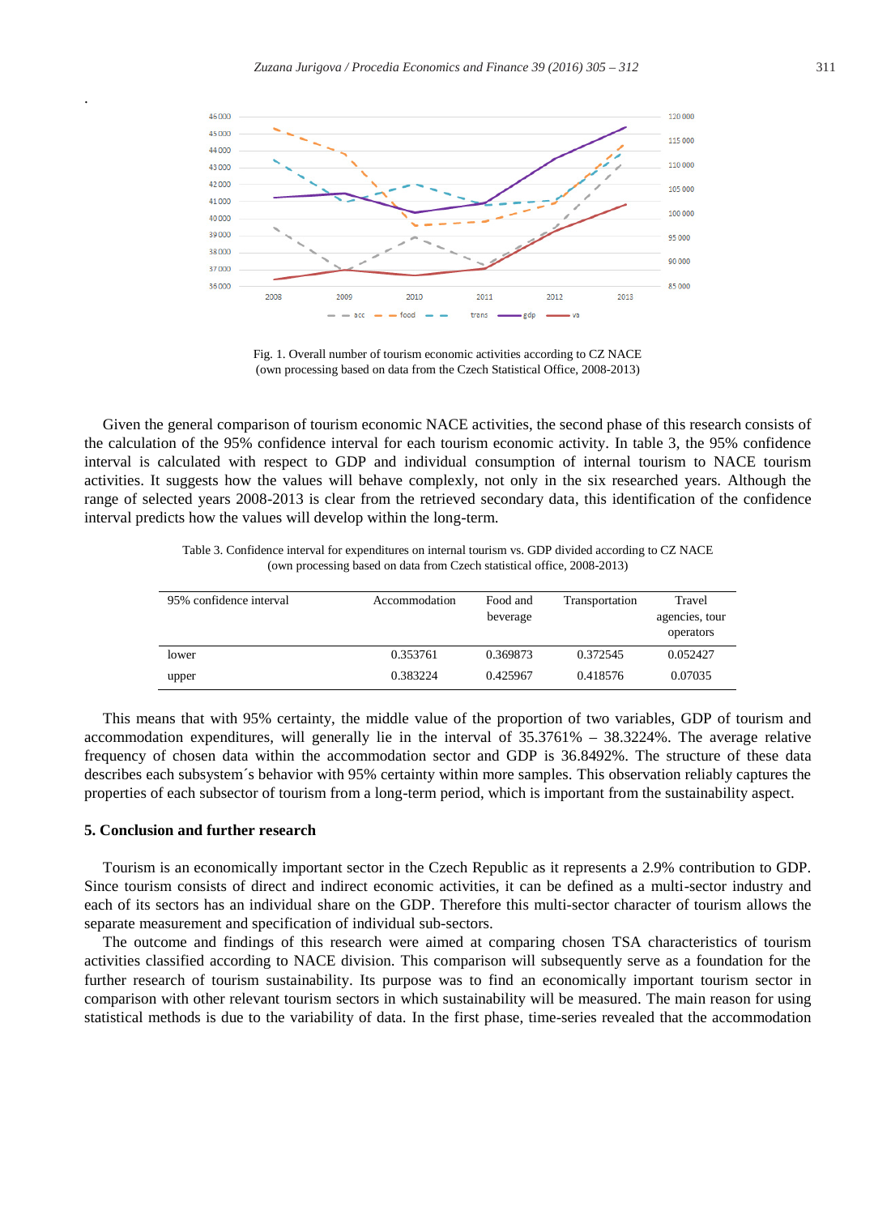Fig. 1. Overall number of tourism economic activities according to CZ NACE (own processing based on data from the Czech Statistical Office, 2008-2013)

Given the general comparison of tourism economic NACE activities, the second phase of this research consists of the calculation of the 95% confidence interval for each tourism economic activity. In table 3, the 95% confidence interval is calculated with respect to GDP and individual consumption of internal tourism to NACE tourism activities. It suggests how the values will behave complexly, not only in the six researched years. Although the range of selected years 2008-2013 is clear from the retrieved secondary data, this identification of the confidence interval predicts how the values will develop within the long-term.

Table 3. Confidence interval for expenditures on internal tourism vs. GDP divided according to CZ NACE (own processing based on data from Czech statistical office, 2008-2013)

| 95% confidence interval | Accommodation | Food and beverage | Transportation | Travel agencies, tour operators |
|---|---|---|---|---|
| lower | 0.353761 | 0.369873 | 0.372545 | 0.052427 |
| upper | 0.383224 | 0.425967 | 0.418576 | 0.07035 |

This means that with 95% certainty, the middle value of the proportion of two variables, GDP of tourism and accommodation expenditures, will generally lie in the interval of 35.3761% – 38.3224%. The average relative frequency of chosen data within the accommodation sector and GDP is 36.8492%. The structure of these data describes each subsystem´s behavior with 95% certainty within more samples. This observation reliably captures the properties of each subsector of tourism from a long-term period, which is important from the sustainability aspect.

## 5. Conclusion and further research

Tourism is an economically important sector in the Czech Republic as it represents a 2.9% contribution to GDP. Since tourism consists of direct and indirect economic activities, it can be defined as a multi-sector industry and each of its sectors has an individual share on the GDP. Therefore this multi-sector character of tourism allows the separate measurement and specification of individual sub-sectors.

The outcome and findings of this research were aimed at comparing chosen TSA characteristics of tourism activities classified according to NACE division. This comparison will subsequently serve as a foundation for the further research of tourism sustainability. Its purpose was to find an economically important tourism sector in comparison with other relevant tourism sectors in which sustainability will be measured. The main reason for using statistical methods is due to the variability of data. In the first phase, time-series revealed that the accommodation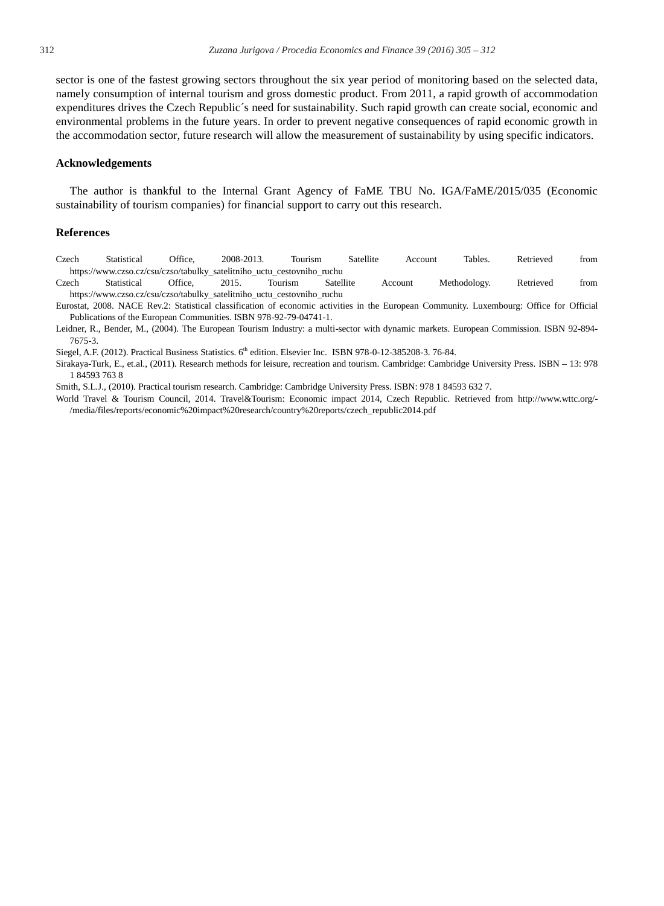sector is one of the fastest growing sectors throughout the six year period of monitoring based on the selected data, namely consumption of internal tourism and gross domestic product. From 2011, a rapid growth of accommodation expenditures drives the Czech Republic´s need for sustainability. Such rapid growth can create social, economic and environmental problems in the future years. In order to prevent negative consequences of rapid economic growth in the accommodation sector, future research will allow the measurement of sustainability by using specific indicators.

## Acknowledgements

The author is thankful to the Internal Grant Agency of FaME TBU No. IGA/FaME/2015/035 (Economic sustainability of tourism companies) for financial support to carry out this research.

## References

Czech Statistical Office, 2008-2013. Tourism Satellite Account Tables. Retrieved from https://www.czso.cz/csu/czso/tabulky_satelitniho_uctu_cestovniho_ruchu

Czech Statistical Office, 2015. Tourism Satellite Account Methodology. Retrieved from https://www.czso.cz/csu/czso/tabulky_satelitniho_uctu_cestovniho_ruchu

Eurostat, 2008. NACE Rev.2: Statistical classification of economic activities in the European Community. Luxembourg: Office for Official Publications of the European Communities. ISBN 978-92-79-04741-1.

Leidner, R., Bender, M., (2004). The European Tourism Industry: a multi-sector with dynamic markets. European Commission. ISBN 92-894-7675-3.

Siegel, A.F. (2012). Practical Business Statistics. 6th edition. Elsevier Inc. ISBN 978-0-12-385208-3. 76-84.

Sirakaya-Turk, E., et.al., (2011). Research methods for leisure, recreation and tourism. Cambridge: Cambridge University Press. ISBN – 13: 978 1 84593 763 8

Smith, S.L.J., (2010). Practical tourism research. Cambridge: Cambridge University Press. ISBN: 978 1 84593 632 7.

World Travel & Tourism Council, 2014. Travel&Tourism: Economic impact 2014, Czech Republic. Retrieved from http://www.wttc.org/-/media/files/reports/economic%20impact%20research/country%20reports/czech_republic2014.pdf